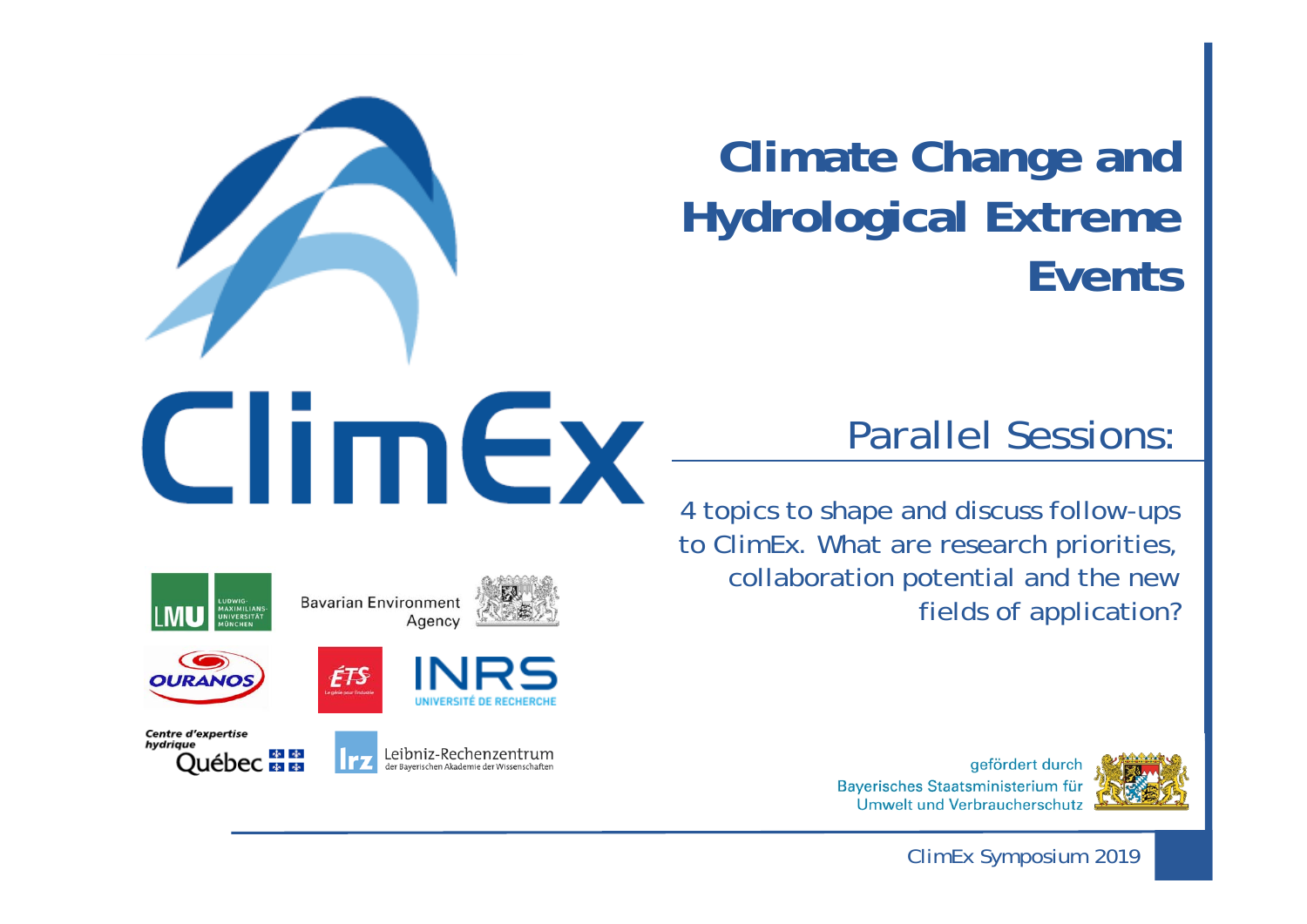# Climate Change and Hydrological Extreme Events

ClimEx

## Parallel Sessions:

4 topics to shape and discuss follow-ups to ClimEx. What are research priorities, collaboration potential and the new fields of application?

LMU Ludwig-Maximilians-Universität München

Bavarian Environment Agency

OURANOS

ÉTS

INRS Université de Recherche

Centre d'expertise hydrique Québec

lrz Leibniz-Rechenzentrum der Bayerischen Akademie der Wissenschaften

gefördert durch Bayerisches Staatsministerium für Umwelt und Verbraucherschutz

ClimEx Symposium 2019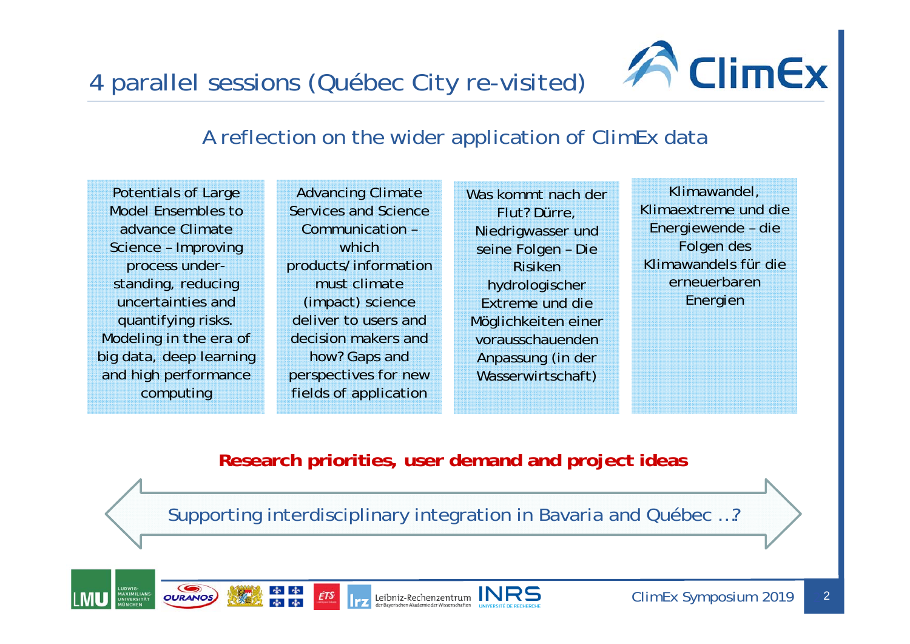# 4 parallel sessions (Québec City re-visited)

## A reflection on the wider application of ClimEx data

| Potentials of Large Model Ensembles to advance Climate Science – Improving process under-standing, reducing uncertainties and quantifying risks. Modeling in the era of big data, deep learning and high performance computing | Advancing Climate Services and Science Communication – which products/information must climate (impact) science deliver to users and decision makers and how? Gaps and perspectives for new fields of application | Was kommt nach der Flut? Dürre, Niedrigwasser und seine Folgen – Die Risiken hydrologischer Extreme und die Möglichkeiten einer vorausschauenden Anpassung (in der Wasserwirtschaft) | Klimawandel, Klimaextreme und die Energiewende – die Folgen des Klimawandels für die erneuerbaren Energien |
|---|---|---|---|

**Research priorities, user demand and project ideas**

Supporting interdisciplinary integration in Bavaria and Québec …?

ClimEx Symposium 2019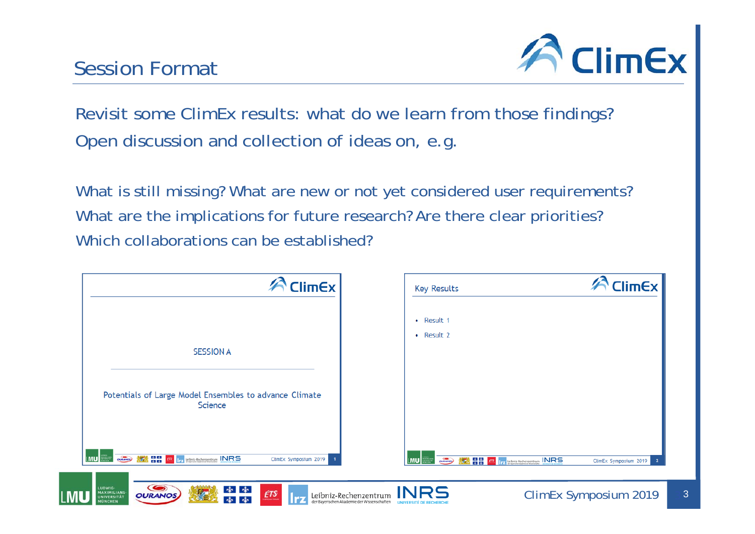# Session Format

Revisit some ClimEx results: what do we learn from those findings?

Open discussion and collection of ideas on, e.g.

What is still missing? What are new or not yet considered user requirements?

What are the implications for future research? Are there clear priorities?

Which collaborations can be established?

SESSION A

Potentials of Large Model Ensembles to advance Climate Science

Key Results

- Result 1
- Result 2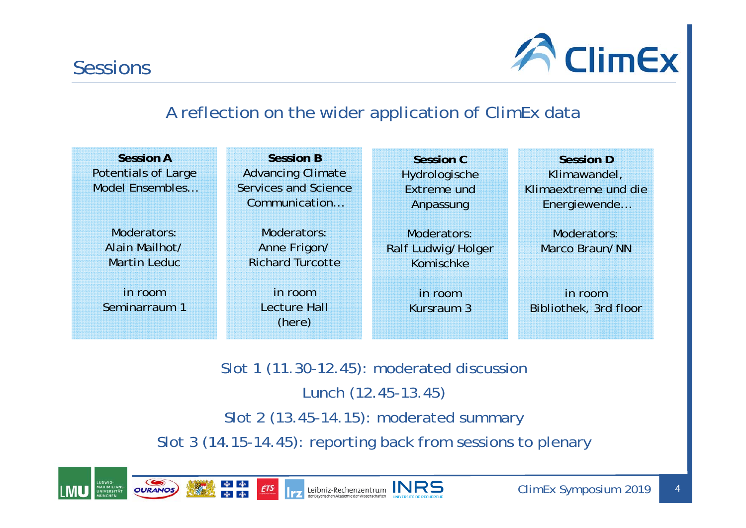# Sessions

## A reflection on the wider application of ClimEx data

| **Session A** | **Session B** | **Session C** | **Session D** |
|---|---|---|---|
| Potentials of Large Model Ensembles… | Advancing Climate Services and Science Communication… | Hydrologische Extreme und Anpassung | Klimawandel, Klimaextreme und die Energiewende… |
| Moderators: Alain Mailhot/ Martin Leduc | Moderators: Anne Frigon/ Richard Turcotte | Moderators: Ralf Ludwig/Holger Komischke | Moderators: Marco Braun/NN |
| in room Seminarraum 1 | in room Lecture Hall (here) | in room Kursraum 3 | in room Bibliothek, 3rd floor |

Slot 1 (11.30-12.45): moderated discussion

Lunch (12.45-13.45)

Slot 2 (13.45-14.15): moderated summary

Slot 3 (14.15-14.45): reporting back from sessions to plenary